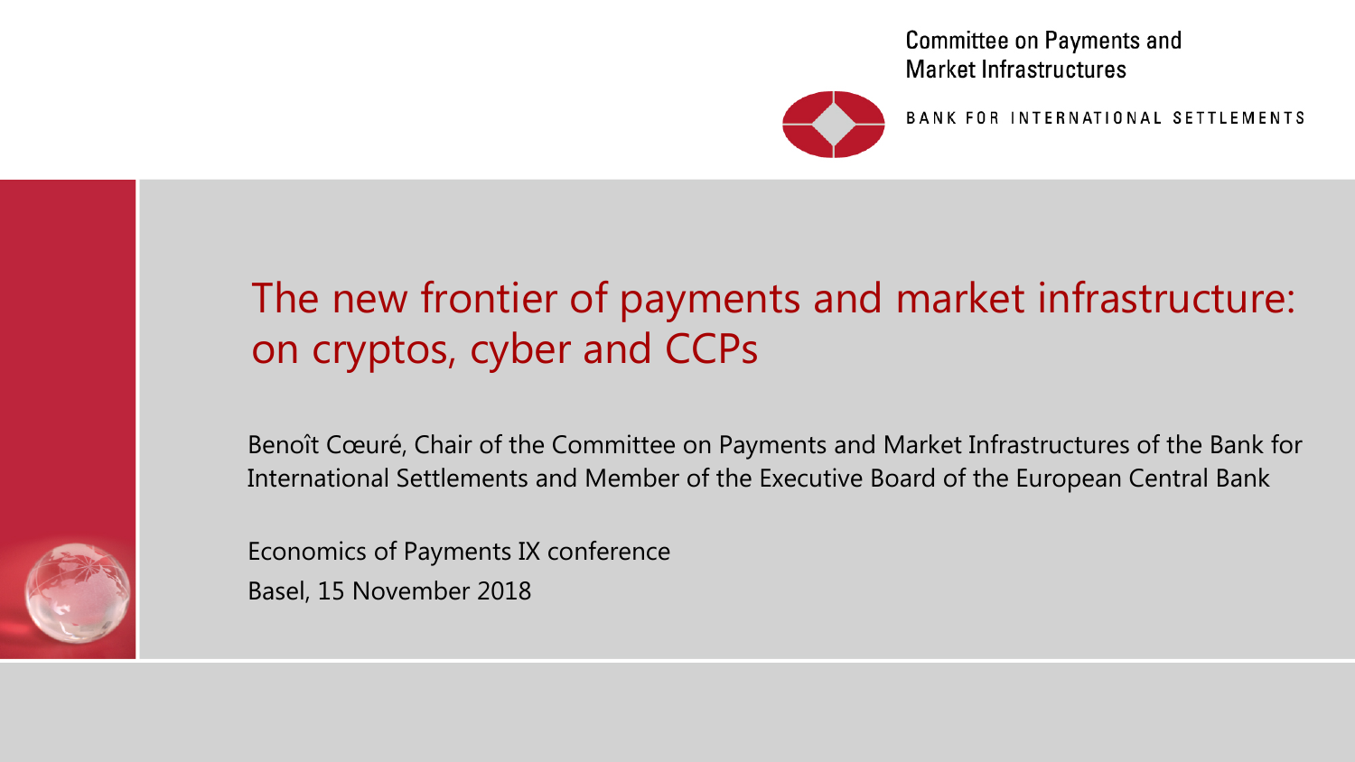Committee on Payments and Market Infrastructures

BANK FOR INTERNATIONAL SETTLEMENTS

# The new frontier of payments and market infrastructure: on cryptos, cyber and CCPs

Benoît Cœuré, Chair of the Committee on Payments and Market Infrastructures of the Bank for International Settlements and Member of the Executive Board of the European Central Bank

Economics of Payments IX conference

Basel, 15 November 2018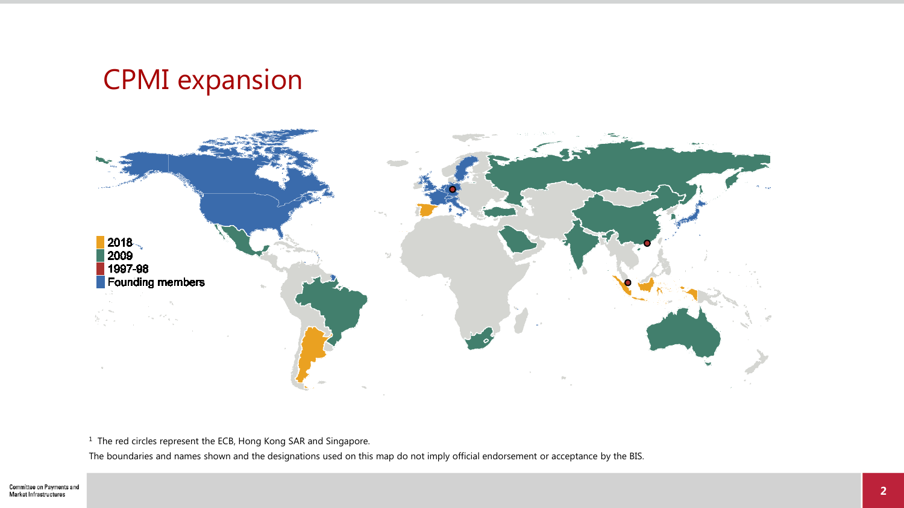# CPMI expansion

- 2018
- 2009
- 1997-98
- Founding members

[1] The red circles represent the ECB, Hong Kong SAR and Singapore.

The boundaries and names shown and the designations used on this map do not imply official endorsement or acceptance by the BIS.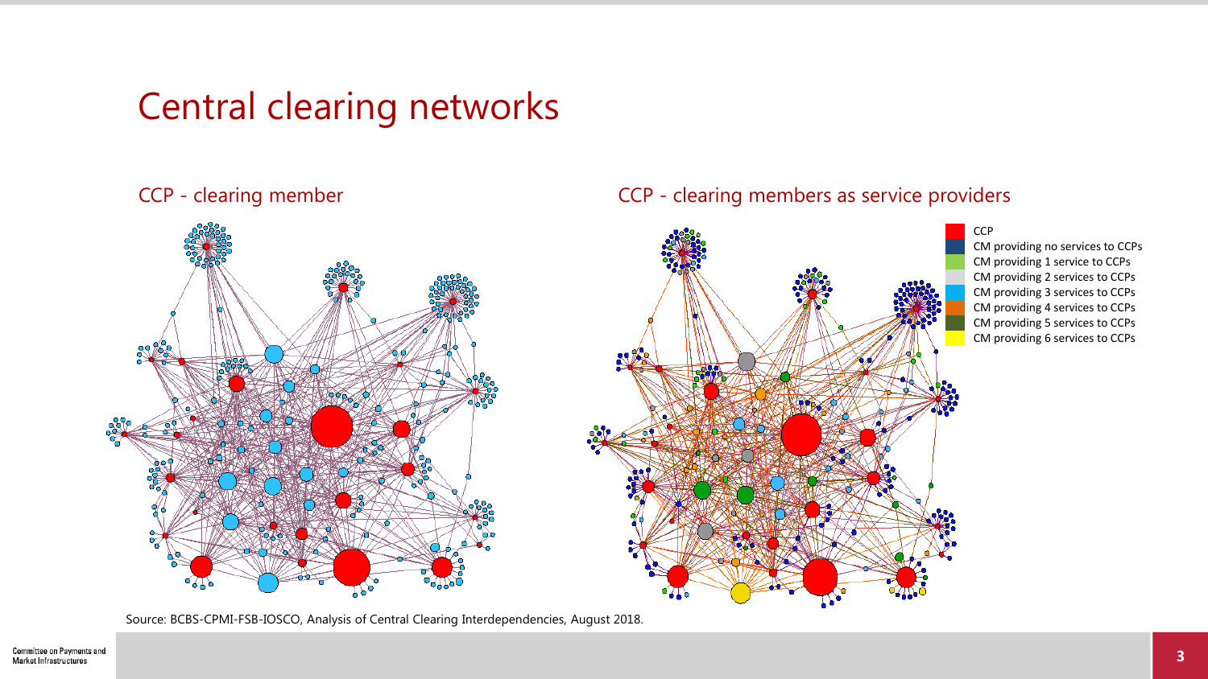# Central clearing networks

## CCP - clearing member

## CCP - clearing members as service providers

- CCP
- CM providing no services to CCPs
- CM providing 1 service to CCPs
- CM providing 2 services to CCPs
- CM providing 3 services to CCPs
- CM providing 4 services to CCPs
- CM providing 5 services to CCPs
- CM providing 6 services to CCPs

Source: BCBS-CPMI-FSB-IOSCO, Analysis of Central Clearing Interdependencies, August 2018.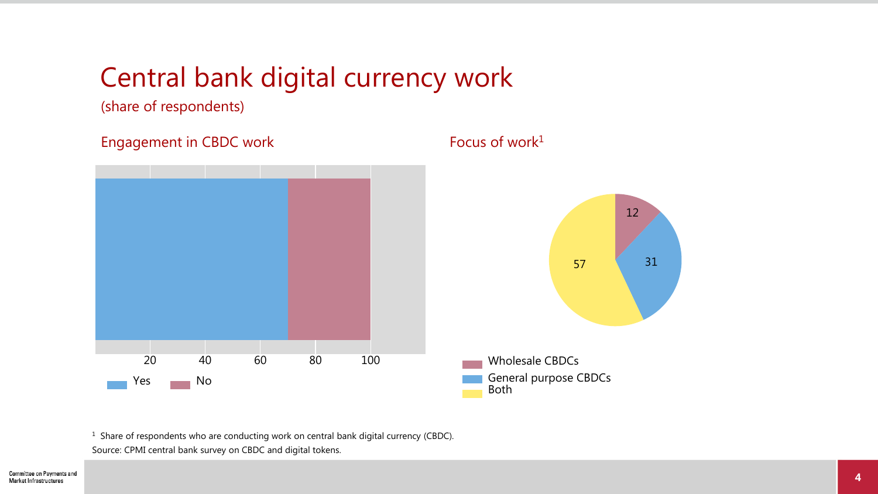# Central bank digital currency work

(share of respondents)

## Engagement in CBDC work

20 40 60 80 100

Yes No

## Focus of work[1]

12

31

57

Wholesale CBDCs
General purpose CBDCs
Both

[1] Share of respondents who are conducting work on central bank digital currency (CBDC).

Source: CPMI central bank survey on CBDC and digital tokens.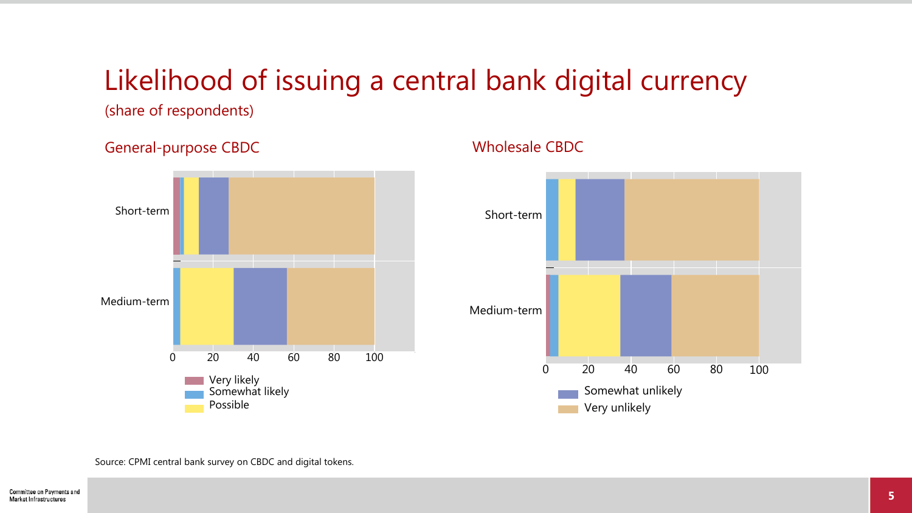# Likelihood of issuing a central bank digital currency

(share of respondents)

## General-purpose CBDC

Short-term

Medium-term

0 20 40 60 80 100

Very likely
Somewhat likely
Possible

## Wholesale CBDC

Short-term

Medium-term

0 20 40 60 80 100

Somewhat unlikely
Very unlikely

Source: CPMI central bank survey on CBDC and digital tokens.